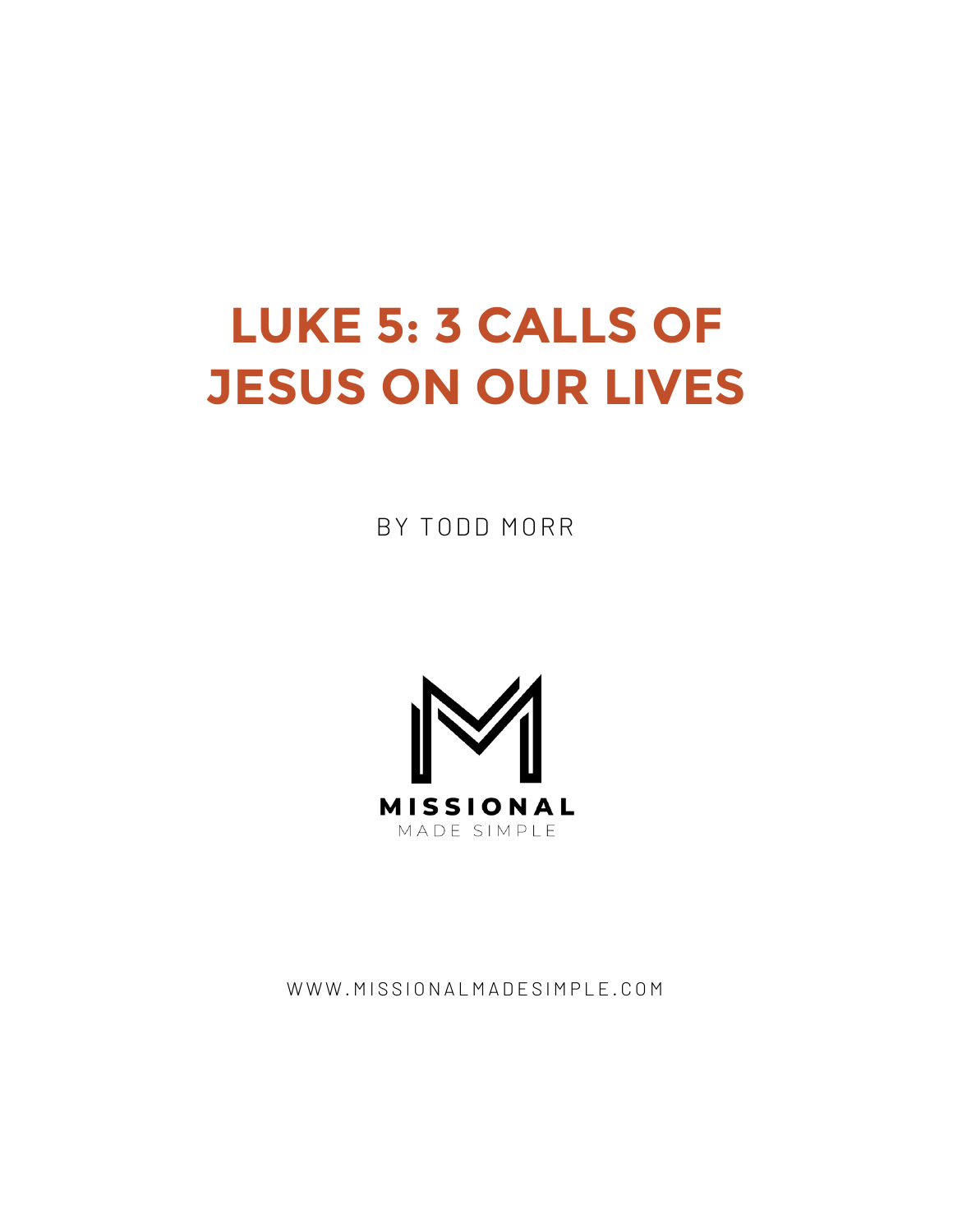# LUKE 5: 3 CALLS OF JESUS ON OUR LIVES

BY TODD MORR

MISSIONAL
MADE SIMPLE

WWW.MISSIONALMADESIMPLE.COM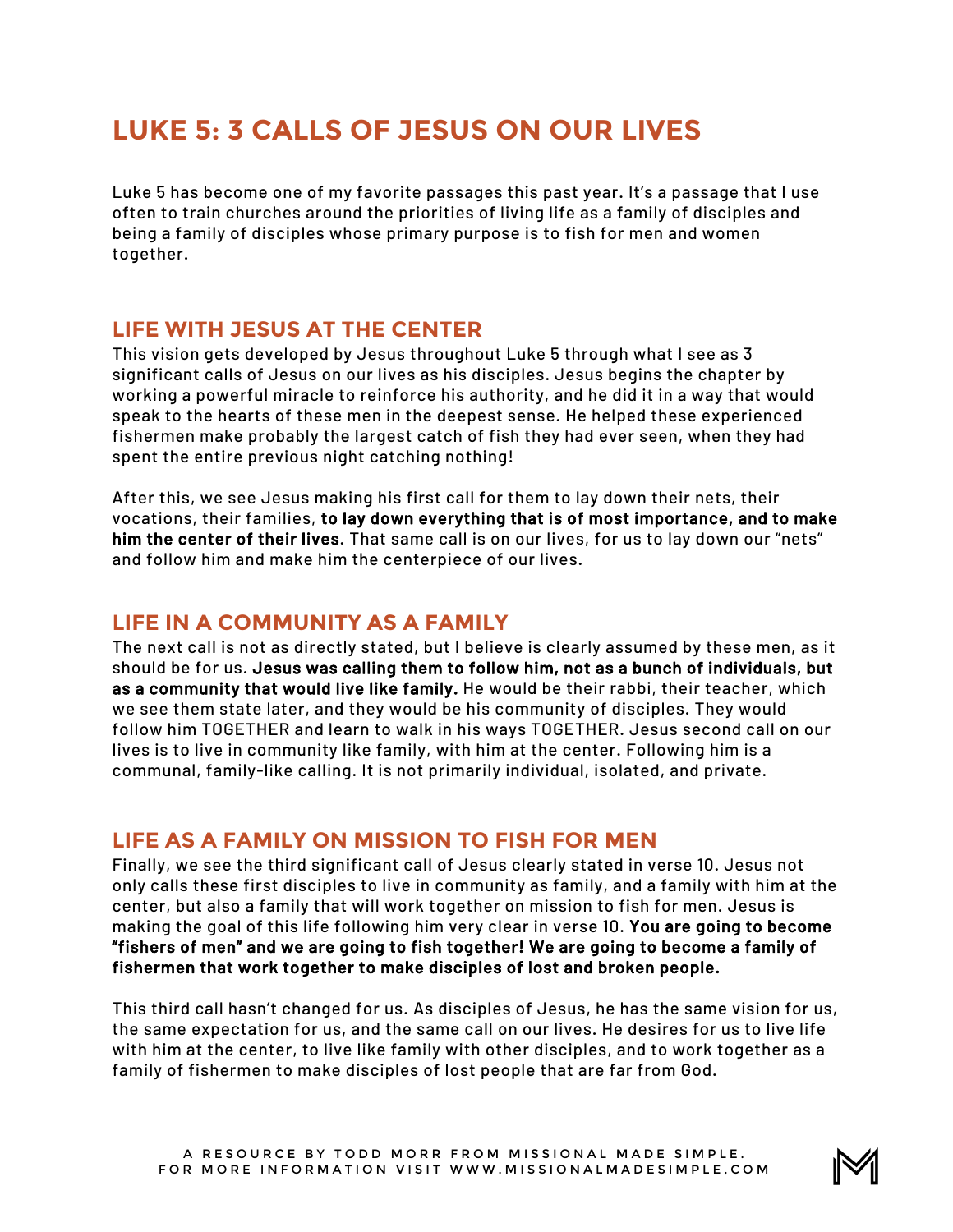# LUKE 5: 3 CALLS OF JESUS ON OUR LIVES

Luke 5 has become one of my favorite passages this past year. It's a passage that I use often to train churches around the priorities of living life as a family of disciples and being a family of disciples whose primary purpose is to fish for men and women together.

## LIFE WITH JESUS AT THE CENTER

This vision gets developed by Jesus throughout Luke 5 through what I see as 3 significant calls of Jesus on our lives as his disciples. Jesus begins the chapter by working a powerful miracle to reinforce his authority, and he did it in a way that would speak to the hearts of these men in the deepest sense. He helped these experienced fishermen make probably the largest catch of fish they had ever seen, when they had spent the entire previous night catching nothing!

After this, we see Jesus making his first call for them to lay down their nets, their vocations, their families, **to lay down everything that is of most importance, and to make him the center of their lives**. That same call is on our lives, for us to lay down our "nets" and follow him and make him the centerpiece of our lives.

## LIFE IN A COMMUNITY AS A FAMILY

The next call is not as directly stated, but I believe is clearly assumed by these men, as it should be for us. **Jesus was calling them to follow him, not as a bunch of individuals, but as a community that would live like family.** He would be their rabbi, their teacher, which we see them state later, and they would be his community of disciples. They would follow him TOGETHER and learn to walk in his ways TOGETHER. Jesus second call on our lives is to live in community like family, with him at the center. Following him is a communal, family-like calling. It is not primarily individual, isolated, and private.

## LIFE AS A FAMILY ON MISSION TO FISH FOR MEN

Finally, we see the third significant call of Jesus clearly stated in verse 10. Jesus not only calls these first disciples to live in community as family, and a family with him at the center, but also a family that will work together on mission to fish for men. Jesus is making the goal of this life following him very clear in verse 10. **You are going to become "fishers of men" and we are going to fish together! We are going to become a family of fishermen that work together to make disciples of lost and broken people.**

This third call hasn't changed for us. As disciples of Jesus, he has the same vision for us, the same expectation for us, and the same call on our lives. He desires for us to live life with him at the center, to live like family with other disciples, and to work together as a family of fishermen to make disciples of lost people that are far from God.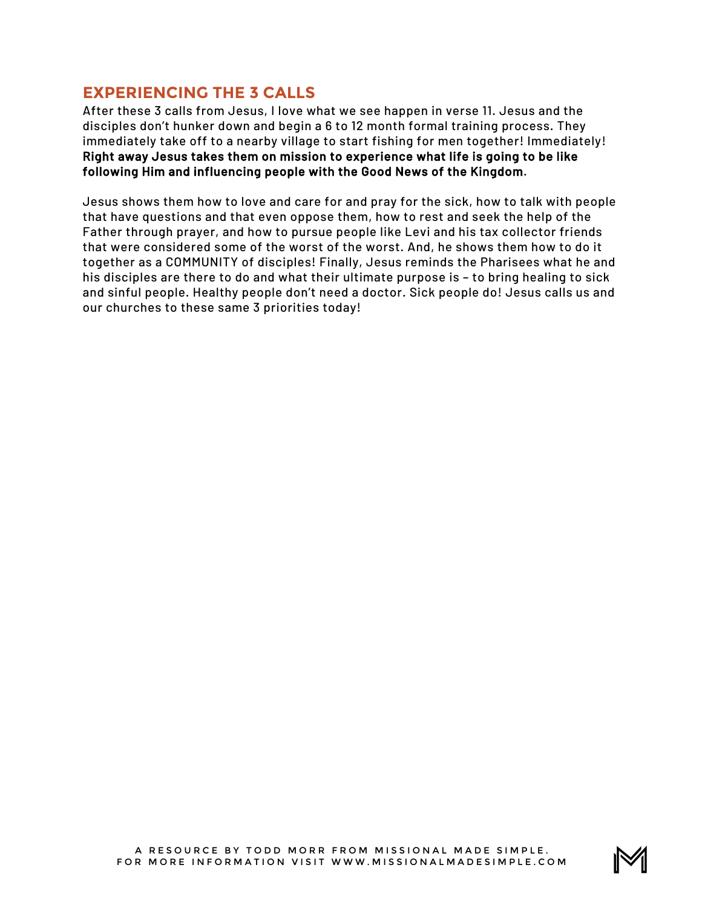## EXPERIENCING THE 3 CALLS

After these 3 calls from Jesus, I love what we see happen in verse 11. Jesus and the disciples don't hunker down and begin a 6 to 12 month formal training process. They immediately take off to a nearby village to start fishing for men together! Immediately! **Right away Jesus takes them on mission to experience what life is going to be like following Him and influencing people with the Good News of the Kingdom.**

Jesus shows them how to love and care for and pray for the sick, how to talk with people that have questions and that even oppose them, how to rest and seek the help of the Father through prayer, and how to pursue people like Levi and his tax collector friends that were considered some of the worst of the worst. And, he shows them how to do it together as a COMMUNITY of disciples! Finally, Jesus reminds the Pharisees what he and his disciples are there to do and what their ultimate purpose is – to bring healing to sick and sinful people. Healthy people don't need a doctor. Sick people do! Jesus calls us and our churches to these same 3 priorities today!